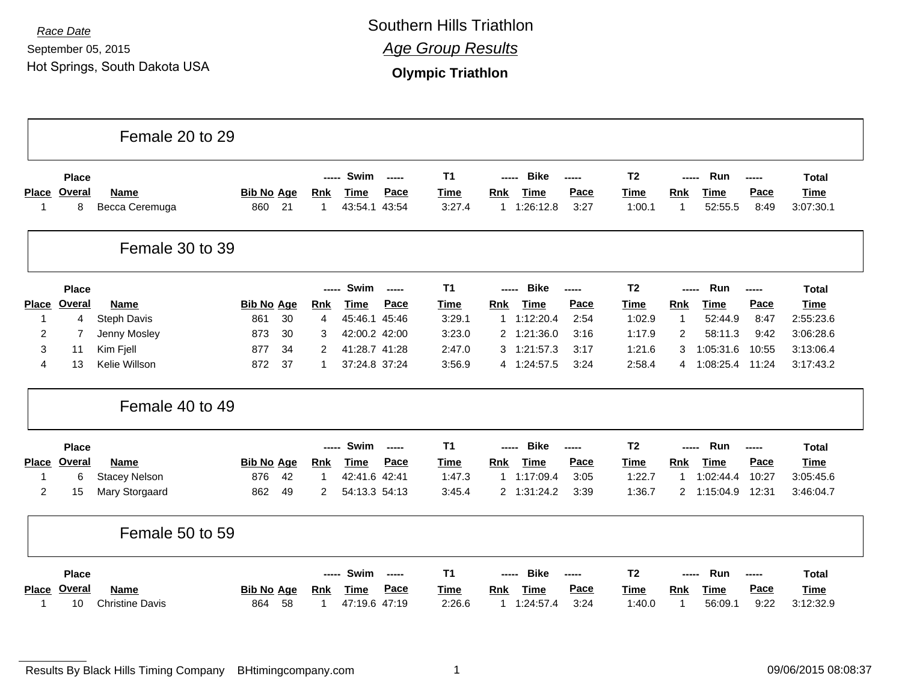*Race Date*

September 05, 2015

Hot Springs, South Dakota USA

# Southern Hills Triathlon

## *Age Group Results*

### Olympic Triathlon

## Female 20 to 29

| Place | Place Overal | Name | Bib No | Age | Swim Rnk | Swim Time | Swim Pace | T1 Time | Bike Rnk | Bike Time | Bike Pace | T2 Time | Run Rnk | Run Time | Run Pace | Total Time |
|---|---|---|---|---|---|---|---|---|---|---|---|---|---|---|---|---|
| 1 | 8 | Becca Ceremuga | 860 | 21 | 1 | 43:54.1 | 43:54 | 3:27.4 | 1 | 1:26:12.8 | 3:27 | 1:00.1 | 1 | 52:55.5 | 8:49 | 3:07:30.1 |

## Female 30 to 39

| Place | Place Overal | Name | Bib No | Age | Swim Rnk | Swim Time | Swim Pace | T1 Time | Bike Rnk | Bike Time | Bike Pace | T2 Time | Run Rnk | Run Time | Run Pace | Total Time |
|---|---|---|---|---|---|---|---|---|---|---|---|---|---|---|---|---|
| 1 | 4 | Steph Davis | 861 | 30 | 4 | 45:46.1 | 45:46 | 3:29.1 | 1 | 1:12:20.4 | 2:54 | 1:02.9 | 1 | 52:44.9 | 8:47 | 2:55:23.6 |
| 2 | 7 | Jenny Mosley | 873 | 30 | 3 | 42:00.2 | 42:00 | 3:23.0 | 2 | 1:21:36.0 | 3:16 | 1:17.9 | 2 | 58:11.3 | 9:42 | 3:06:28.6 |
| 3 | 11 | Kim Fjell | 877 | 34 | 2 | 41:28.7 | 41:28 | 2:47.0 | 3 | 1:21:57.3 | 3:17 | 1:21.6 | 3 | 1:05:31.6 | 10:55 | 3:13:06.4 |
| 4 | 13 | Kelie Willson | 872 | 37 | 1 | 37:24.8 | 37:24 | 3:56.9 | 4 | 1:24:57.5 | 3:24 | 2:58.4 | 4 | 1:08:25.4 | 11:24 | 3:17:43.2 |

## Female 40 to 49

| Place | Place Overal | Name | Bib No | Age | Swim Rnk | Swim Time | Swim Pace | T1 Time | Bike Rnk | Bike Time | Bike Pace | T2 Time | Run Rnk | Run Time | Run Pace | Total Time |
|---|---|---|---|---|---|---|---|---|---|---|---|---|---|---|---|---|
| 1 | 6 | Stacey Nelson | 876 | 42 | 1 | 42:41.6 | 42:41 | 1:47.3 | 1 | 1:17:09.4 | 3:05 | 1:22.7 | 1 | 1:02:44.4 | 10:27 | 3:05:45.6 |
| 2 | 15 | Mary Storgaard | 862 | 49 | 2 | 54:13.3 | 54:13 | 3:45.4 | 2 | 1:31:24.2 | 3:39 | 1:36.7 | 2 | 1:15:04.9 | 12:31 | 3:46:04.7 |

## Female 50 to 59

| Place | Place Overal | Name | Bib No | Age | Swim Rnk | Swim Time | Swim Pace | T1 Time | Bike Rnk | Bike Time | Bike Pace | T2 Time | Run Rnk | Run Time | Run Pace | Total Time |
|---|---|---|---|---|---|---|---|---|---|---|---|---|---|---|---|---|
| 1 | 10 | Christine Davis | 864 | 58 | 1 | 47:19.6 | 47:19 | 2:26.6 | 1 | 1:24:57.4 | 3:24 | 1:40.0 | 1 | 56:09.1 | 9:22 | 3:12:32.9 |

Results By Black Hills Timing Company BHtimingcompany.com

09/06/2015 08:08:37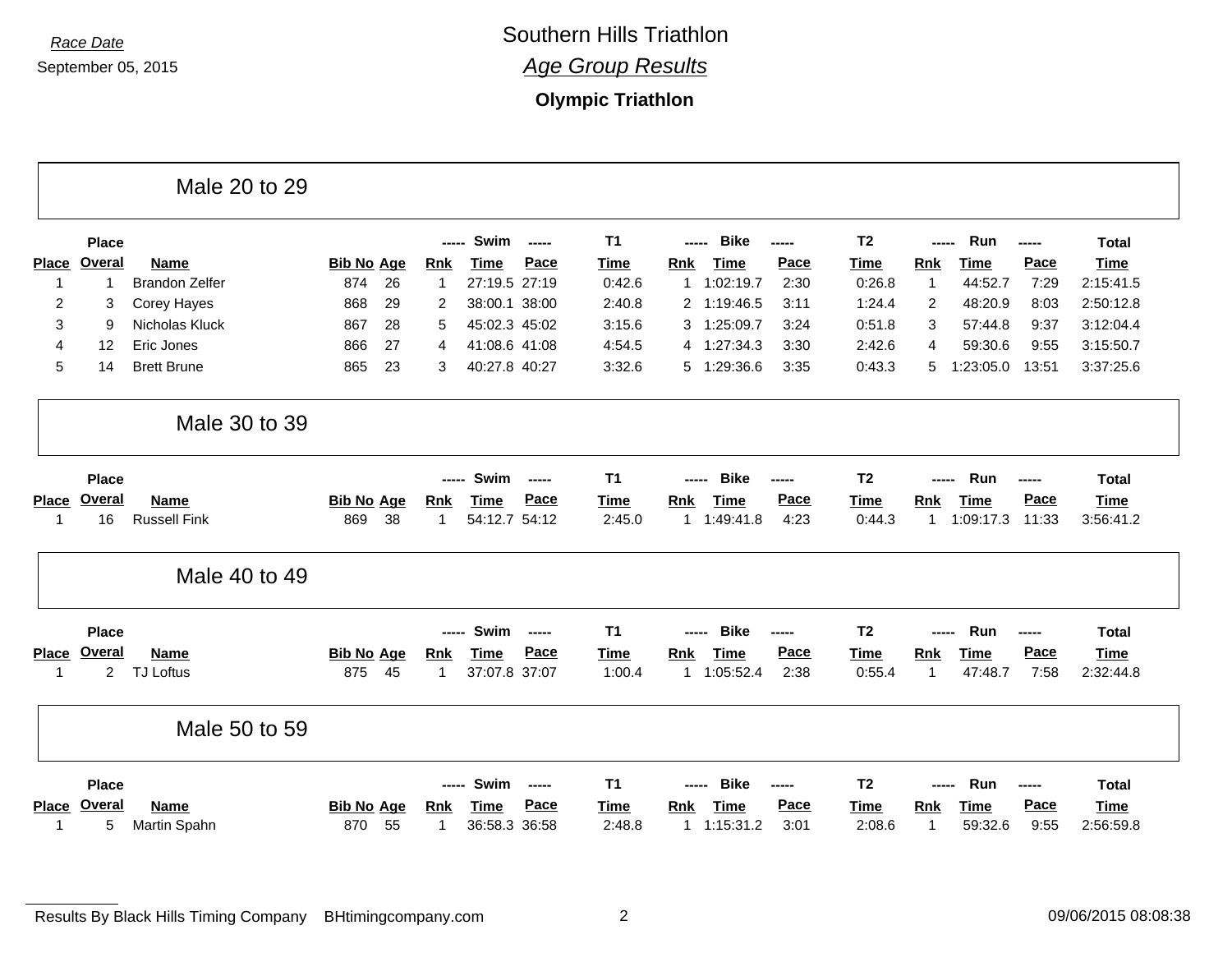*Race Date*
September 05, 2015

# Southern Hills Triathlon

## *Age Group Results*

### Olympic Triathlon

## Male 20 to 29

| Place | Place Overal | Name | Bib No | Age | Swim Rnk | Swim Time | Swim Pace | T1 Time | Bike Rnk | Bike Time | Bike Pace | T2 Time | Run Rnk | Run Time | Run Pace | Total Time |
|---|---|---|---|---|---|---|---|---|---|---|---|---|---|---|---|---|
| 1 | 1 | Brandon Zelfer | 874 | 26 | 1 | 27:19.5 | 27:19 | 0:42.6 | 1 | 1:02:19.7 | 2:30 | 0:26.8 | 1 | 44:52.7 | 7:29 | 2:15:41.5 |
| 2 | 3 | Corey Hayes | 868 | 29 | 2 | 38:00.1 | 38:00 | 2:40.8 | 2 | 1:19:46.5 | 3:11 | 1:24.4 | 2 | 48:20.9 | 8:03 | 2:50:12.8 |
| 3 | 9 | Nicholas Kluck | 867 | 28 | 5 | 45:02.3 | 45:02 | 3:15.6 | 3 | 1:25:09.7 | 3:24 | 0:51.8 | 3 | 57:44.8 | 9:37 | 3:12:04.4 |
| 4 | 12 | Eric Jones | 866 | 27 | 4 | 41:08.6 | 41:08 | 4:54.5 | 4 | 1:27:34.3 | 3:30 | 2:42.6 | 4 | 59:30.6 | 9:55 | 3:15:50.7 |
| 5 | 14 | Brett Brune | 865 | 23 | 3 | 40:27.8 | 40:27 | 3:32.6 | 5 | 1:29:36.6 | 3:35 | 0:43.3 | 5 | 1:23:05.0 | 13:51 | 3:37:25.6 |

## Male 30 to 39

| Place | Place Overal | Name | Bib No | Age | Swim Rnk | Swim Time | Swim Pace | T1 Time | Bike Rnk | Bike Time | Bike Pace | T2 Time | Run Rnk | Run Time | Run Pace | Total Time |
|---|---|---|---|---|---|---|---|---|---|---|---|---|---|---|---|---|
| 1 | 16 | Russell Fink | 869 | 38 | 1 | 54:12.7 | 54:12 | 2:45.0 | 1 | 1:49:41.8 | 4:23 | 0:44.3 | 1 | 1:09:17.3 | 11:33 | 3:56:41.2 |

## Male 40 to 49

| Place | Place Overal | Name | Bib No | Age | Swim Rnk | Swim Time | Swim Pace | T1 Time | Bike Rnk | Bike Time | Bike Pace | T2 Time | Run Rnk | Run Time | Run Pace | Total Time |
|---|---|---|---|---|---|---|---|---|---|---|---|---|---|---|---|---|
| 1 | 2 | TJ Loftus | 875 | 45 | 1 | 37:07.8 | 37:07 | 1:00.4 | 1 | 1:05:52.4 | 2:38 | 0:55.4 | 1 | 47:48.7 | 7:58 | 2:32:44.8 |

## Male 50 to 59

| Place | Place Overal | Name | Bib No | Age | Swim Rnk | Swim Time | Swim Pace | T1 Time | Bike Rnk | Bike Time | Bike Pace | T2 Time | Run Rnk | Run Time | Run Pace | Total Time |
|---|---|---|---|---|---|---|---|---|---|---|---|---|---|---|---|---|
| 1 | 5 | Martin Spahn | 870 | 55 | 1 | 36:58.3 | 36:58 | 2:48.8 | 1 | 1:15:31.2 | 3:01 | 2:08.6 | 1 | 59:32.6 | 9:55 | 2:56:59.8 |

Results By Black Hills Timing Company BHtimingcompany.com 09/06/2015 08:08:38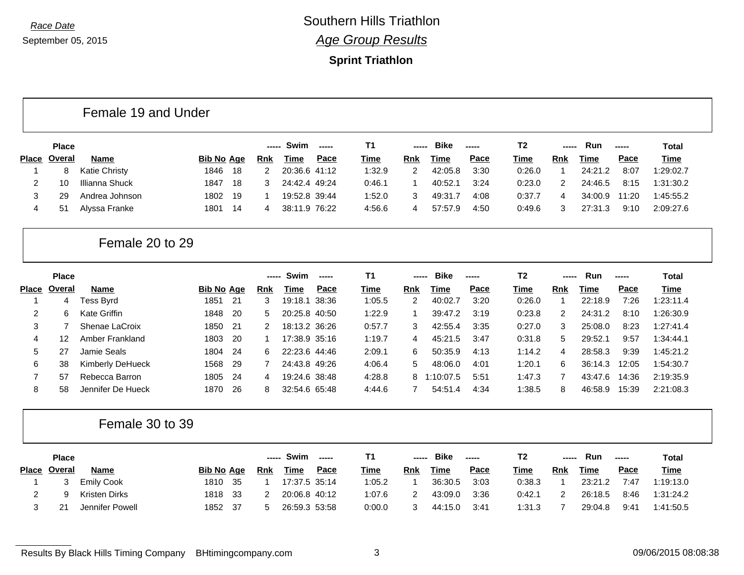Race Date

September 05, 2015

# Southern Hills Triathlon

## *Age Group Results*

### Sprint Triathlon

## Female 19 and Under

| Place | Place Overal | Name | Bib No | Age | Swim Rnk | Swim Time | Swim Pace | T1 Time | Bike Rnk | Bike Time | Bike Pace | T2 Time | Run Rnk | Run Time | Run Pace | Total Time |
|---|---|---|---|---|---|---|---|---|---|---|---|---|---|---|---|---|
| 1 | 8 | Katie Christy | 1846 | 18 | 2 | 20:36.6 | 41:12 | 1:32.9 | 2 | 42:05.8 | 3:30 | 0:26.0 | 1 | 24:21.2 | 8:07 | 1:29:02.7 |
| 2 | 10 | Illianna Shuck | 1847 | 18 | 3 | 24:42.4 | 49:24 | 0:46.1 | 1 | 40:52.1 | 3:24 | 0:23.0 | 2 | 24:46.5 | 8:15 | 1:31:30.2 |
| 3 | 29 | Andrea Johnson | 1802 | 19 | 1 | 19:52.8 | 39:44 | 1:52.0 | 3 | 49:31.7 | 4:08 | 0:37.7 | 4 | 34:00.9 | 11:20 | 1:45:55.2 |
| 4 | 51 | Alyssa Franke | 1801 | 14 | 4 | 38:11.9 | 76:22 | 4:56.6 | 4 | 57:57.9 | 4:50 | 0:49.6 | 3 | 27:31.3 | 9:10 | 2:09:27.6 |

## Female 20 to 29

| Place | Place Overal | Name | Bib No | Age | Swim Rnk | Swim Time | Swim Pace | T1 Time | Bike Rnk | Bike Time | Bike Pace | T2 Time | Run Rnk | Run Time | Run Pace | Total Time |
|---|---|---|---|---|---|---|---|---|---|---|---|---|---|---|---|---|
| 1 | 4 | Tess Byrd | 1851 | 21 | 3 | 19:18.1 | 38:36 | 1:05.5 | 2 | 40:02.7 | 3:20 | 0:26.0 | 1 | 22:18.9 | 7:26 | 1:23:11.4 |
| 2 | 6 | Kate Griffin | 1848 | 20 | 5 | 20:25.8 | 40:50 | 1:22.9 | 1 | 39:47.2 | 3:19 | 0:23.8 | 2 | 24:31.2 | 8:10 | 1:26:30.9 |
| 3 | 7 | Shenae LaCroix | 1850 | 21 | 2 | 18:13.2 | 36:26 | 0:57.7 | 3 | 42:55.4 | 3:35 | 0:27.0 | 3 | 25:08.0 | 8:23 | 1:27:41.4 |
| 4 | 12 | Amber Frankland | 1803 | 20 | 1 | 17:38.9 | 35:16 | 1:19.7 | 4 | 45:21.5 | 3:47 | 0:31.8 | 5 | 29:52.1 | 9:57 | 1:34:44.1 |
| 5 | 27 | Jamie Seals | 1804 | 24 | 6 | 22:23.6 | 44:46 | 2:09.1 | 6 | 50:35.9 | 4:13 | 1:14.2 | 4 | 28:58.3 | 9:39 | 1:45:21.2 |
| 6 | 38 | Kimberly DeHueck | 1568 | 29 | 7 | 24:43.8 | 49:26 | 4:06.4 | 5 | 48:06.0 | 4:01 | 1:20.1 | 6 | 36:14.3 | 12:05 | 1:54:30.7 |
| 7 | 57 | Rebecca Barron | 1805 | 24 | 4 | 19:24.6 | 38:48 | 4:28.8 | 8 | 1:10:07.5 | 5:51 | 1:47.3 | 7 | 43:47.6 | 14:36 | 2:19:35.9 |
| 8 | 58 | Jennifer De Hueck | 1870 | 26 | 8 | 32:54.6 | 65:48 | 4:44.6 | 7 | 54:51.4 | 4:34 | 1:38.5 | 8 | 46:58.9 | 15:39 | 2:21:08.3 |

## Female 30 to 39

| Place | Place Overal | Name | Bib No | Age | Swim Rnk | Swim Time | Swim Pace | T1 Time | Bike Rnk | Bike Time | Bike Pace | T2 Time | Run Rnk | Run Time | Run Pace | Total Time |
|---|---|---|---|---|---|---|---|---|---|---|---|---|---|---|---|---|
| 1 | 3 | Emily Cook | 1810 | 35 | 1 | 17:37.5 | 35:14 | 1:05.2 | 1 | 36:30.5 | 3:03 | 0:38.3 | 1 | 23:21.2 | 7:47 | 1:19:13.0 |
| 2 | 9 | Kristen Dirks | 1818 | 33 | 2 | 20:06.8 | 40:12 | 1:07.6 | 2 | 43:09.0 | 3:36 | 0:42.1 | 2 | 26:18.5 | 8:46 | 1:31:24.2 |
| 3 | 21 | Jennifer Powell | 1852 | 37 | 5 | 26:59.3 | 53:58 | 0:00.0 | 3 | 44:15.0 | 3:41 | 1:31.3 | 7 | 29:04.8 | 9:41 | 1:41:50.5 |

Results By Black Hills Timing Company BHtimingcompany.com 09/06/2015 08:08:38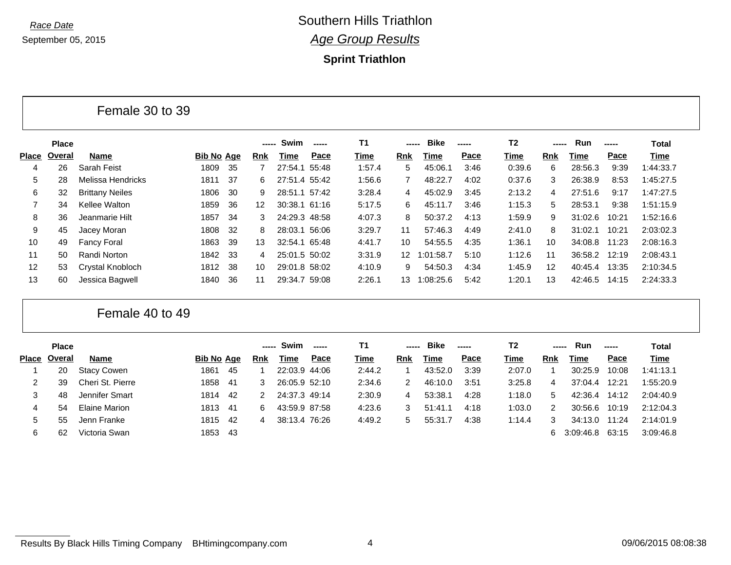Race Date

September 05, 2015

# Southern Hills Triathlon

## *Age Group Results*

### Sprint Triathlon

## Female 30 to 39

| Place | Place Overal | Name | Bib No | Age | Swim Rnk | Swim Time | Swim Pace | T1 Time | Bike Rnk | Bike Time | Bike Pace | T2 Time | Run Rnk | Run Time | Run Pace | Total Time |
|---|---|---|---|---|---|---|---|---|---|---|---|---|---|---|---|---|
| 4 | 26 | Sarah Feist | 1809 | 35 | 7 | 27:54.1 | 55:48 | 1:57.4 | 5 | 45:06.1 | 3:46 | 0:39.6 | 6 | 28:56.3 | 9:39 | 1:44:33.7 |
| 5 | 28 | Melissa Hendricks | 1811 | 37 | 6 | 27:51.4 | 55:42 | 1:56.6 | 7 | 48:22.7 | 4:02 | 0:37.6 | 3 | 26:38.9 | 8:53 | 1:45:27.5 |
| 6 | 32 | Brittany Neiles | 1806 | 30 | 9 | 28:51.1 | 57:42 | 3:28.4 | 4 | 45:02.9 | 3:45 | 2:13.2 | 4 | 27:51.6 | 9:17 | 1:47:27.5 |
| 7 | 34 | Kellee Walton | 1859 | 36 | 12 | 30:38.1 | 61:16 | 5:17.5 | 6 | 45:11.7 | 3:46 | 1:15.3 | 5 | 28:53.1 | 9:38 | 1:51:15.9 |
| 8 | 36 | Jeanmarie Hilt | 1857 | 34 | 3 | 24:29.3 | 48:58 | 4:07.3 | 8 | 50:37.2 | 4:13 | 1:59.9 | 9 | 31:02.6 | 10:21 | 1:52:16.6 |
| 9 | 45 | Jacey Moran | 1808 | 32 | 8 | 28:03.1 | 56:06 | 3:29.7 | 11 | 57:46.3 | 4:49 | 2:41.0 | 8 | 31:02.1 | 10:21 | 2:03:02.3 |
| 10 | 49 | Fancy Foral | 1863 | 39 | 13 | 32:54.1 | 65:48 | 4:41.7 | 10 | 54:55.5 | 4:35 | 1:36.1 | 10 | 34:08.8 | 11:23 | 2:08:16.3 |
| 11 | 50 | Randi Norton | 1842 | 33 | 4 | 25:01.5 | 50:02 | 3:31.9 | 12 | 1:01:58.7 | 5:10 | 1:12.6 | 11 | 36:58.2 | 12:19 | 2:08:43.1 |
| 12 | 53 | Crystal Knobloch | 1812 | 38 | 10 | 29:01.8 | 58:02 | 4:10.9 | 9 | 54:50.3 | 4:34 | 1:45.9 | 12 | 40:45.4 | 13:35 | 2:10:34.5 |
| 13 | 60 | Jessica Bagwell | 1840 | 36 | 11 | 29:34.7 | 59:08 | 2:26.1 | 13 | 1:08:25.6 | 5:42 | 1:20.1 | 13 | 42:46.5 | 14:15 | 2:24:33.3 |

## Female 40 to 49

| Place | Place Overal | Name | Bib No | Age | Swim Rnk | Swim Time | Swim Pace | T1 Time | Bike Rnk | Bike Time | Bike Pace | T2 Time | Run Rnk | Run Time | Run Pace | Total Time |
|---|---|---|---|---|---|---|---|---|---|---|---|---|---|---|---|---|
| 1 | 20 | Stacy Cowen | 1861 | 45 | 1 | 22:03.9 | 44:06 | 2:44.2 | 1 | 43:52.0 | 3:39 | 2:07.0 | 1 | 30:25.9 | 10:08 | 1:41:13.1 |
| 2 | 39 | Cheri St. Pierre | 1858 | 41 | 3 | 26:05.9 | 52:10 | 2:34.6 | 2 | 46:10.0 | 3:51 | 3:25.8 | 4 | 37:04.4 | 12:21 | 1:55:20.9 |
| 3 | 48 | Jennifer Smart | 1814 | 42 | 2 | 24:37.3 | 49:14 | 2:30.9 | 4 | 53:38.1 | 4:28 | 1:18.0 | 5 | 42:36.4 | 14:12 | 2:04:40.9 |
| 4 | 54 | Elaine Marion | 1813 | 41 | 6 | 43:59.9 | 87:58 | 4:23.6 | 3 | 51:41.1 | 4:18 | 1:03.0 | 2 | 30:56.6 | 10:19 | 2:12:04.3 |
| 5 | 55 | Jenn Franke | 1815 | 42 | 4 | 38:13.4 | 76:26 | 4:49.2 | 5 | 55:31.7 | 4:38 | 1:14.4 | 3 | 34:13.0 | 11:24 | 2:14:01.9 |
| 6 | 62 | Victoria Swan | 1853 | 43 | | | | | | | | | 6 | 3:09:46.8 | 63:15 | 3:09:46.8 |

Results By Black Hills Timing Company BHtimingcompany.com 09/06/2015 08:08:38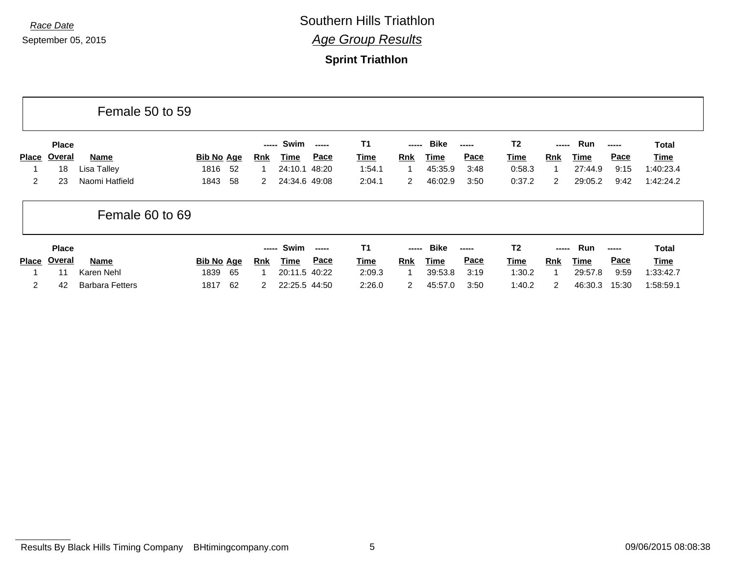*Race Date*

September 05, 2015

# Southern Hills Triathlon

## *Age Group Results*

**Sprint Triathlon**

### Female 50 to 59

| Place | Place Overal | Name | Bib No | Age | Swim Rnk | Swim Time | Swim Pace | T1 Time | Bike Rnk | Bike Time | Bike Pace | T2 Time | Run Rnk | Run Time | Run Pace | Total Time |
|---|---|---|---|---|---|---|---|---|---|---|---|---|---|---|---|---|
| 1 | 18 | Lisa Talley | 1816 | 52 | 1 | 24:10.1 | 48:20 | 1:54.1 | 1 | 45:35.9 | 3:48 | 0:58.3 | 1 | 27:44.9 | 9:15 | 1:40:23.4 |
| 2 | 23 | Naomi Hatfield | 1843 | 58 | 2 | 24:34.6 | 49:08 | 2:04.1 | 2 | 46:02.9 | 3:50 | 0:37.2 | 2 | 29:05.2 | 9:42 | 1:42:24.2 |

### Female 60 to 69

| Place | Place Overal | Name | Bib No | Age | Swim Rnk | Swim Time | Swim Pace | T1 Time | Bike Rnk | Bike Time | Bike Pace | T2 Time | Run Rnk | Run Time | Run Pace | Total Time |
|---|---|---|---|---|---|---|---|---|---|---|---|---|---|---|---|---|
| 1 | 11 | Karen Nehl | 1839 | 65 | 1 | 20:11.5 | 40:22 | 2:09.3 | 1 | 39:53.8 | 3:19 | 1:30.2 | 1 | 29:57.8 | 9:59 | 1:33:42.7 |
| 2 | 42 | Barbara Fetters | 1817 | 62 | 2 | 22:25.5 | 44:50 | 2:26.0 | 2 | 45:57.0 | 3:50 | 1:40.2 | 2 | 46:30.3 | 15:30 | 1:58:59.1 |

Results By Black Hills Timing Company BHtimingcompany.com 09/06/2015 08:08:38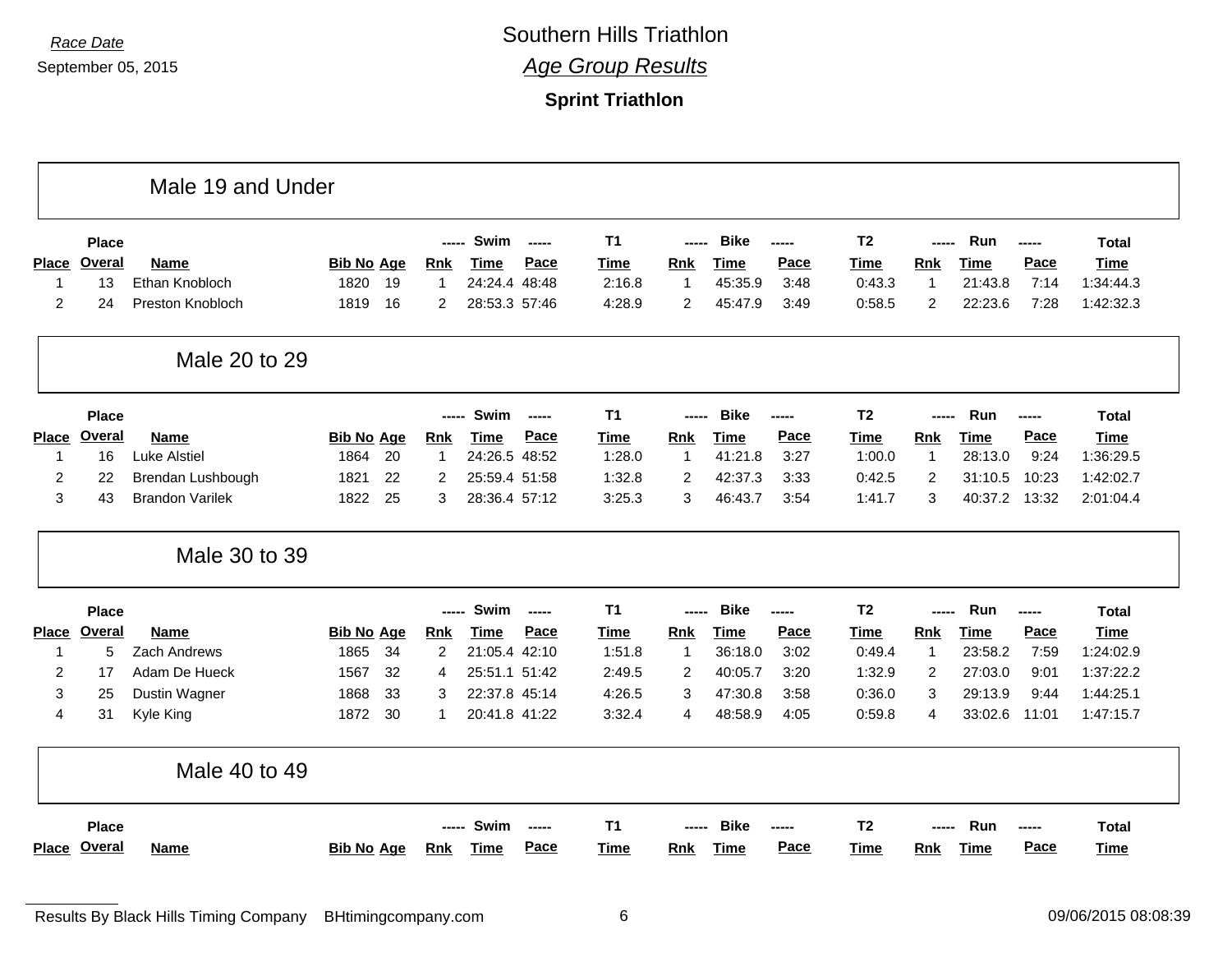*Race Date*

September 05, 2015

# Southern Hills Triathlon

## *Age Group Results*

### Sprint Triathlon

## Male 19 and Under

| Place | Place Overal | Name | Bib No | Age | Swim Rnk | Swim Time | Swim Pace | T1 Time | Bike Rnk | Bike Time | Bike Pace | T2 Time | Run Rnk | Run Time | Run Pace | Total Time |
|---|---|---|---|---|---|---|---|---|---|---|---|---|---|---|---|---|
| 1 | 13 | Ethan Knobloch | 1820 | 19 | 1 | 24:24.4 | 48:48 | 2:16.8 | 1 | 45:35.9 | 3:48 | 0:43.3 | 1 | 21:43.8 | 7:14 | 1:34:44.3 |
| 2 | 24 | Preston Knobloch | 1819 | 16 | 2 | 28:53.3 | 57:46 | 4:28.9 | 2 | 45:47.9 | 3:49 | 0:58.5 | 2 | 22:23.6 | 7:28 | 1:42:32.3 |

## Male 20 to 29

| Place | Place Overal | Name | Bib No | Age | Swim Rnk | Swim Time | Swim Pace | T1 Time | Bike Rnk | Bike Time | Bike Pace | T2 Time | Run Rnk | Run Time | Run Pace | Total Time |
|---|---|---|---|---|---|---|---|---|---|---|---|---|---|---|---|---|
| 1 | 16 | Luke Alstiel | 1864 | 20 | 1 | 24:26.5 | 48:52 | 1:28.0 | 1 | 41:21.8 | 3:27 | 1:00.0 | 1 | 28:13.0 | 9:24 | 1:36:29.5 |
| 2 | 22 | Brendan Lushbough | 1821 | 22 | 2 | 25:59.4 | 51:58 | 1:32.8 | 2 | 42:37.3 | 3:33 | 0:42.5 | 2 | 31:10.5 | 10:23 | 1:42:02.7 |
| 3 | 43 | Brandon Varilek | 1822 | 25 | 3 | 28:36.4 | 57:12 | 3:25.3 | 3 | 46:43.7 | 3:54 | 1:41.7 | 3 | 40:37.2 | 13:32 | 2:01:04.4 |

## Male 30 to 39

| Place | Place Overal | Name | Bib No | Age | Swim Rnk | Swim Time | Swim Pace | T1 Time | Bike Rnk | Bike Time | Bike Pace | T2 Time | Run Rnk | Run Time | Run Pace | Total Time |
|---|---|---|---|---|---|---|---|---|---|---|---|---|---|---|---|---|
| 1 | 5 | Zach Andrews | 1865 | 34 | 2 | 21:05.4 | 42:10 | 1:51.8 | 1 | 36:18.0 | 3:02 | 0:49.4 | 1 | 23:58.2 | 7:59 | 1:24:02.9 |
| 2 | 17 | Adam De Hueck | 1567 | 32 | 4 | 25:51.1 | 51:42 | 2:49.5 | 2 | 40:05.7 | 3:20 | 1:32.9 | 2 | 27:03.0 | 9:01 | 1:37:22.2 |
| 3 | 25 | Dustin Wagner | 1868 | 33 | 3 | 22:37.8 | 45:14 | 4:26.5 | 3 | 47:30.8 | 3:58 | 0:36.0 | 3 | 29:13.9 | 9:44 | 1:44:25.1 |
| 4 | 31 | Kyle King | 1872 | 30 | 1 | 20:41.8 | 41:22 | 3:32.4 | 4 | 48:58.9 | 4:05 | 0:59.8 | 4 | 33:02.6 | 11:01 | 1:47:15.7 |

## Male 40 to 49

| Place | Place Overal | Name | Bib No | Age | Swim Rnk | Swim Time | Swim Pace | T1 Time | Bike Rnk | Bike Time | Bike Pace | T2 Time | Run Rnk | Run Time | Run Pace | Total Time |
|---|---|---|---|---|---|---|---|---|---|---|---|---|---|---|---|---|

Results By Black Hills Timing Company BHtimingcompany.com 09/06/2015 08:08:39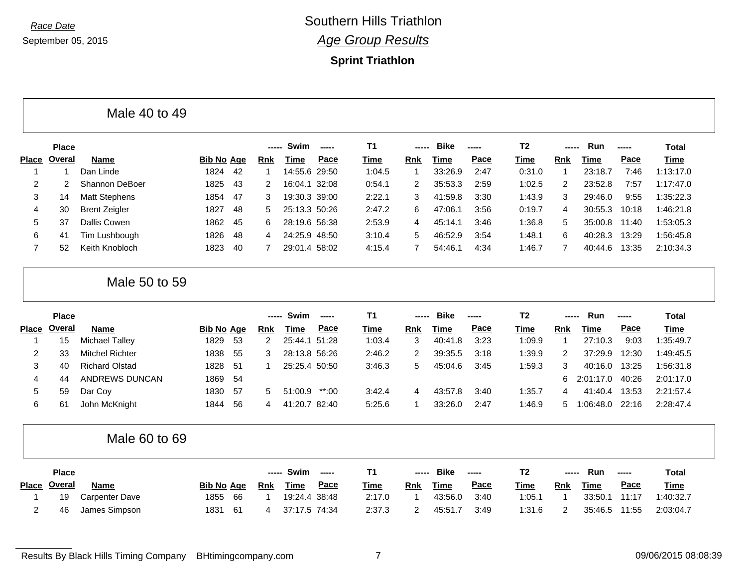Race Date

September 05, 2015

# Southern Hills Triathlon

## *Age Group Results*

### Sprint Triathlon

## Male 40 to 49

| Place | Place Overal | Name | Bib No | Age | Swim Rnk | Swim Time | Swim Pace | T1 Time | Bike Rnk | Bike Time | Bike Pace | T2 Time | Run Rnk | Run Time | Run Pace | Total Time |
|---|---|---|---|---|---|---|---|---|---|---|---|---|---|---|---|---|
| 1 | 1 | Dan Linde | 1824 | 42 | 1 | 14:55.6 | 29:50 | 1:04.5 | 1 | 33:26.9 | 2:47 | 0:31.0 | 1 | 23:18.7 | 7:46 | 1:13:17.0 |
| 2 | 2 | Shannon DeBoer | 1825 | 43 | 2 | 16:04.1 | 32:08 | 0:54.1 | 2 | 35:53.3 | 2:59 | 1:02.5 | 2 | 23:52.8 | 7:57 | 1:17:47.0 |
| 3 | 14 | Matt Stephens | 1854 | 47 | 3 | 19:30.3 | 39:00 | 2:22.1 | 3 | 41:59.8 | 3:30 | 1:43.9 | 3 | 29:46.0 | 9:55 | 1:35:22.3 |
| 4 | 30 | Brent Zeigler | 1827 | 48 | 5 | 25:13.3 | 50:26 | 2:47.2 | 6 | 47:06.1 | 3:56 | 0:19.7 | 4 | 30:55.3 | 10:18 | 1:46:21.8 |
| 5 | 37 | Dallis Cowen | 1862 | 45 | 6 | 28:19.6 | 56:38 | 2:53.9 | 4 | 45:14.1 | 3:46 | 1:36.8 | 5 | 35:00.8 | 11:40 | 1:53:05.3 |
| 6 | 41 | Tim Lushbough | 1826 | 48 | 4 | 24:25.9 | 48:50 | 3:10.4 | 5 | 46:52.9 | 3:54 | 1:48.1 | 6 | 40:28.3 | 13:29 | 1:56:45.8 |
| 7 | 52 | Keith Knobloch | 1823 | 40 | 7 | 29:01.4 | 58:02 | 4:15.4 | 7 | 54:46.1 | 4:34 | 1:46.7 | 7 | 40:44.6 | 13:35 | 2:10:34.3 |

## Male 50 to 59

| Place | Place Overal | Name | Bib No | Age | Swim Rnk | Swim Time | Swim Pace | T1 Time | Bike Rnk | Bike Time | Bike Pace | T2 Time | Run Rnk | Run Time | Run Pace | Total Time |
|---|---|---|---|---|---|---|---|---|---|---|---|---|---|---|---|---|
| 1 | 15 | Michael Talley | 1829 | 53 | 2 | 25:44.1 | 51:28 | 1:03.4 | 3 | 40:41.8 | 3:23 | 1:09.9 | 1 | 27:10.3 | 9:03 | 1:35:49.7 |
| 2 | 33 | Mitchel Richter | 1838 | 55 | 3 | 28:13.8 | 56:26 | 2:46.2 | 2 | 39:35.5 | 3:18 | 1:39.9 | 2 | 37:29.9 | 12:30 | 1:49:45.5 |
| 3 | 40 | Richard Olstad | 1828 | 51 | 1 | 25:25.4 | 50:50 | 3:46.3 | 5 | 45:04.6 | 3:45 | 1:59.3 | 3 | 40:16.0 | 13:25 | 1:56:31.8 |
| 4 | 44 | ANDREWS DUNCAN | 1869 | 54 | | | | | | | | | 6 | 2:01:17.0 | 40:26 | 2:01:17.0 |
| 5 | 59 | Dar Coy | 1830 | 57 | 5 | 51:00.9 | **:00 | 3:42.4 | 4 | 43:57.8 | 3:40 | 1:35.7 | 4 | 41:40.4 | 13:53 | 2:21:57.4 |
| 6 | 61 | John McKnight | 1844 | 56 | 4 | 41:20.7 | 82:40 | 5:25.6 | 1 | 33:26.0 | 2:47 | 1:46.9 | 5 | 1:06:48.0 | 22:16 | 2:28:47.4 |

## Male 60 to 69

| Place | Place Overal | Name | Bib No | Age | Swim Rnk | Swim Time | Swim Pace | T1 Time | Bike Rnk | Bike Time | Bike Pace | T2 Time | Run Rnk | Run Time | Run Pace | Total Time |
|---|---|---|---|---|---|---|---|---|---|---|---|---|---|---|---|---|
| 1 | 19 | Carpenter Dave | 1855 | 66 | 1 | 19:24.4 | 38:48 | 2:17.0 | 1 | 43:56.0 | 3:40 | 1:05.1 | 1 | 33:50.1 | 11:17 | 1:40:32.7 |
| 2 | 46 | James Simpson | 1831 | 61 | 4 | 37:17.5 | 74:34 | 2:37.3 | 2 | 45:51.7 | 3:49 | 1:31.6 | 2 | 35:46.5 | 11:55 | 2:03:04.7 |

Results By Black Hills Timing Company BHtimingcompany.com 09/06/2015 08:08:39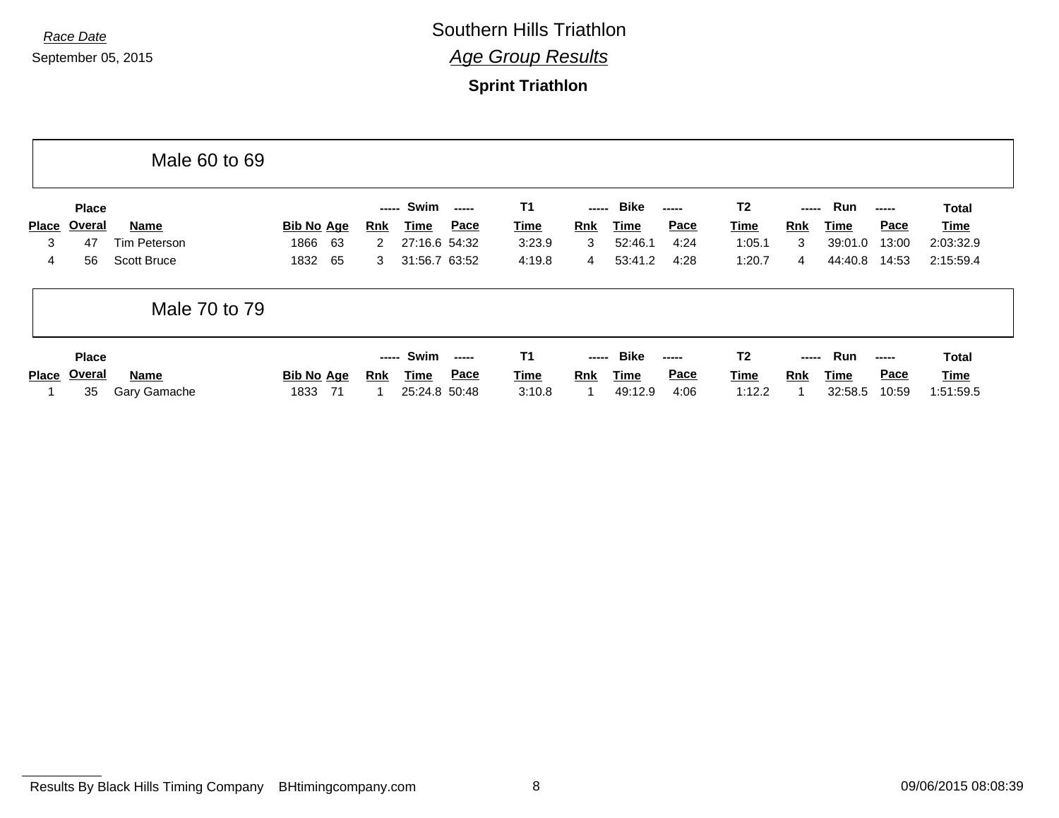*Race Date*

September 05, 2015

# Southern Hills Triathlon

## *Age Group Results*

### Sprint Triathlon

## Male 60 to 69

| Place | Place Overal | Name | Bib No | Age | Swim Rnk | Swim Time | Swim Pace | T1 Time | Bike Rnk | Bike Time | Bike Pace | T2 Time | Run Rnk | Run Time | Run Pace | Total Time |
|---|---|---|---|---|---|---|---|---|---|---|---|---|---|---|---|---|
| 3 | 47 | Tim Peterson | 1866 | 63 | 2 | 27:16.6 | 54:32 | 3:23.9 | 3 | 52:46.1 | 4:24 | 1:05.1 | 3 | 39:01.0 | 13:00 | 2:03:32.9 |
| 4 | 56 | Scott Bruce | 1832 | 65 | 3 | 31:56.7 | 63:52 | 4:19.8 | 4 | 53:41.2 | 4:28 | 1:20.7 | 4 | 44:40.8 | 14:53 | 2:15:59.4 |

## Male 70 to 79

| Place | Place Overal | Name | Bib No | Age | Swim Rnk | Swim Time | Swim Pace | T1 Time | Bike Rnk | Bike Time | Bike Pace | T2 Time | Run Rnk | Run Time | Run Pace | Total Time |
|---|---|---|---|---|---|---|---|---|---|---|---|---|---|---|---|---|
| 1 | 35 | Gary Gamache | 1833 | 71 | 1 | 25:24.8 | 50:48 | 3:10.8 | 1 | 49:12.9 | 4:06 | 1:12.2 | 1 | 32:58.5 | 10:59 | 1:51:59.5 |

Results By Black Hills Timing Company BHtimingcompany.com 09/06/2015 08:08:39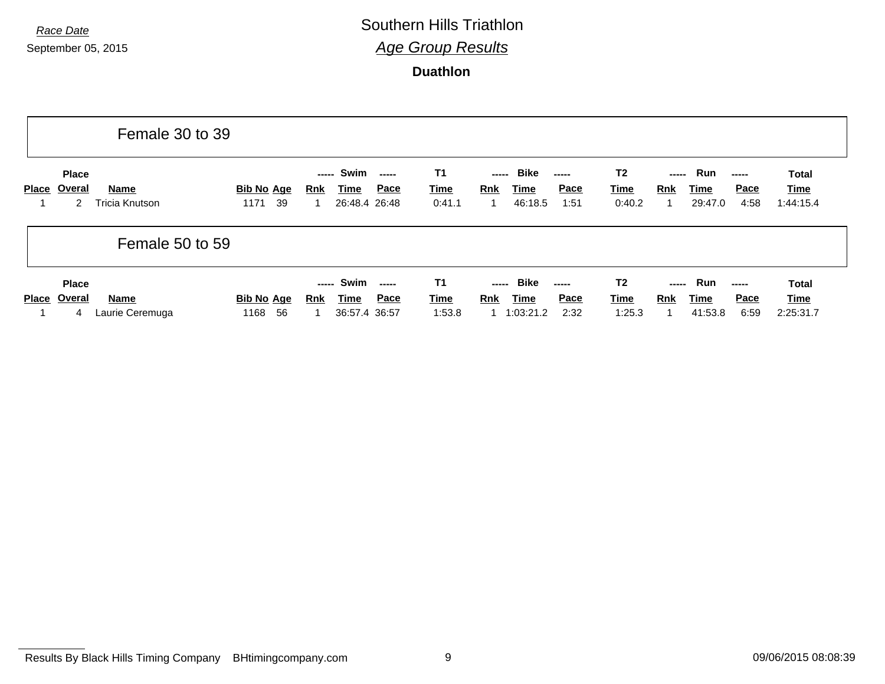*Race Date*

September 05, 2015

# Southern Hills Triathlon

## *Age Group Results*

### Duathlon

## Female 30 to 39

| Place | Place Overal | Name | Bib No | Age | Swim Rnk | Swim Time | Swim Pace | T1 Time | Bike Rnk | Bike Time | Bike Pace | T2 Time | Run Rnk | Run Time | Run Pace | Total Time |
|---|---|---|---|---|---|---|---|---|---|---|---|---|---|---|---|---|
| 1 | 2 | Tricia Knutson | 1171 | 39 | 1 | 26:48.4 | 26:48 | 0:41.1 | 1 | 46:18.5 | 1:51 | 0:40.2 | 1 | 29:47.0 | 4:58 | 1:44:15.4 |

## Female 50 to 59

| Place | Place Overal | Name | Bib No | Age | Swim Rnk | Swim Time | Swim Pace | T1 Time | Bike Rnk | Bike Time | Bike Pace | T2 Time | Run Rnk | Run Time | Run Pace | Total Time |
|---|---|---|---|---|---|---|---|---|---|---|---|---|---|---|---|---|
| 1 | 4 | Laurie Ceremuga | 1168 | 56 | 1 | 36:57.4 | 36:57 | 1:53.8 | 1 | 1:03:21.2 | 2:32 | 1:25.3 | 1 | 41:53.8 | 6:59 | 2:25:31.7 |

Results By Black Hills Timing Company BHtimingcompany.com 09/06/2015 08:08:39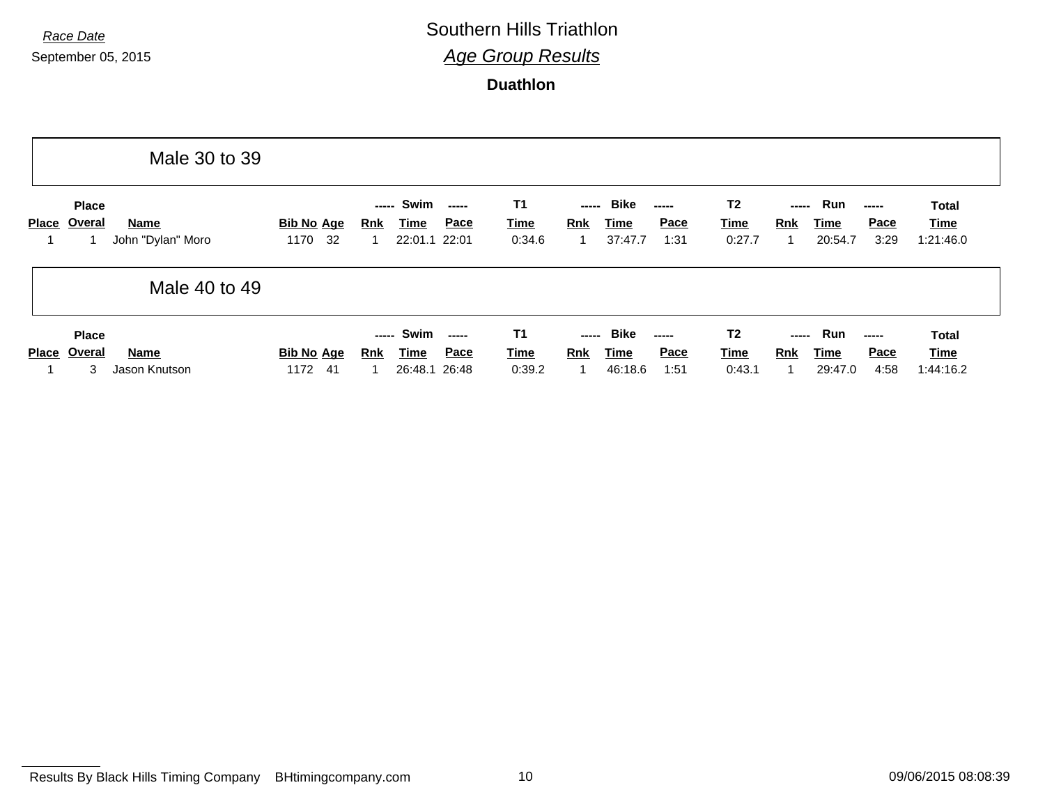*Race Date*

September 05, 2015

# Southern Hills Triathlon

## *Age Group Results*

### Duathlon

## Male 30 to 39

| Place | Place Overal | Name | Bib No | Age | Swim Rnk | Swim Time | Swim Pace | T1 Time | Bike Rnk | Bike Time | Bike Pace | T2 Time | Run Rnk | Run Time | Run Pace | Total Time |
|---|---|---|---|---|---|---|---|---|---|---|---|---|---|---|---|---|
| 1 | 1 | John "Dylan" Moro | 1170 | 32 | 1 | 22:01.1 | 22:01 | 0:34.6 | 1 | 37:47.7 | 1:31 | 0:27.7 | 1 | 20:54.7 | 3:29 | 1:21:46.0 |

## Male 40 to 49

| Place | Place Overal | Name | Bib No | Age | Swim Rnk | Swim Time | Swim Pace | T1 Time | Bike Rnk | Bike Time | Bike Pace | T2 Time | Run Rnk | Run Time | Run Pace | Total Time |
|---|---|---|---|---|---|---|---|---|---|---|---|---|---|---|---|---|
| 1 | 3 | Jason Knutson | 1172 | 41 | 1 | 26:48.1 | 26:48 | 0:39.2 | 1 | 46:18.6 | 1:51 | 0:43.1 | 1 | 29:47.0 | 4:58 | 1:44:16.2 |

Results By Black Hills Timing Company BHtimingcompany.com

09/06/2015 08:08:39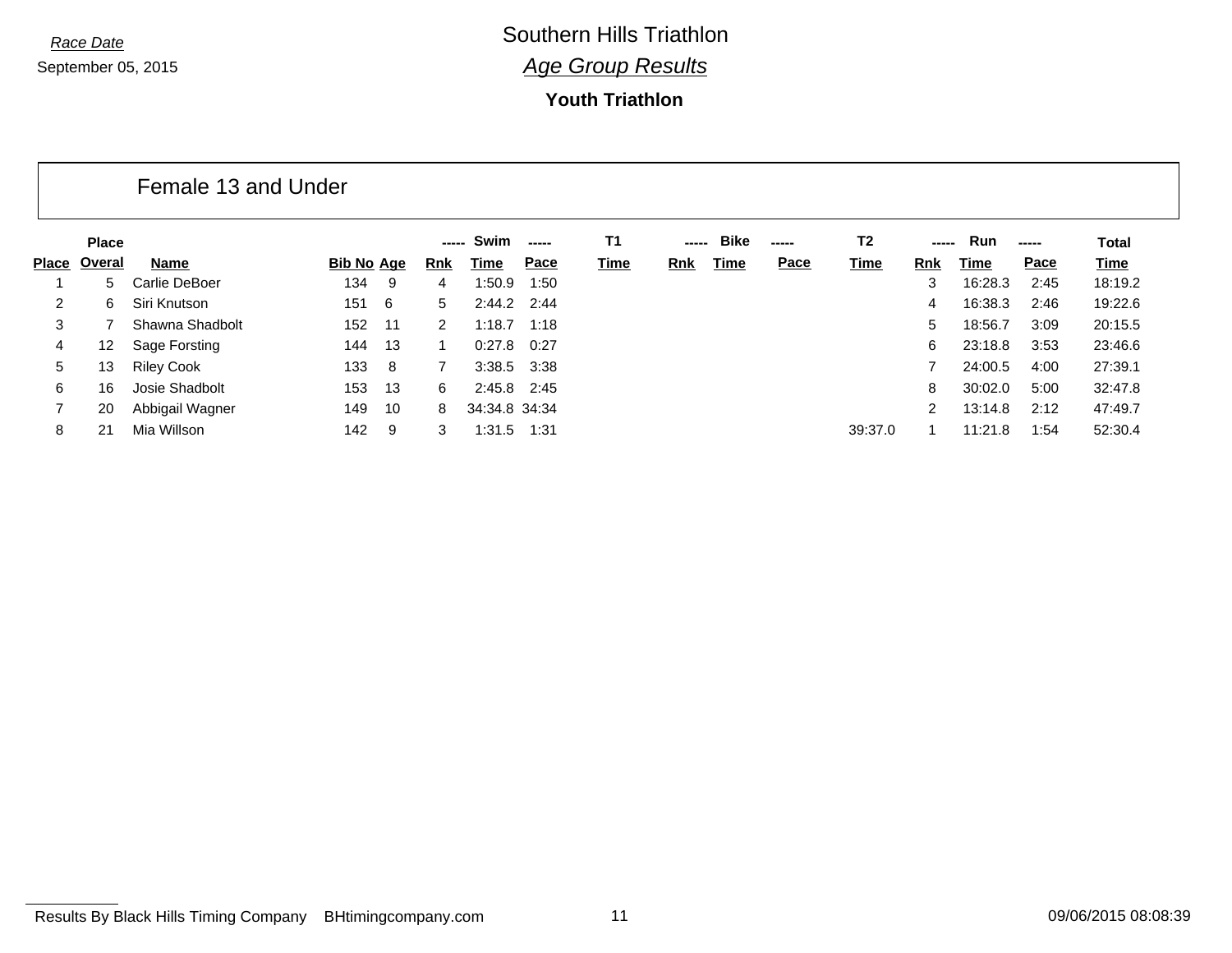*Race Date*
September 05, 2015

# Southern Hills Triathlon

## *Age Group Results*

### Youth Triathlon

## Female 13 and Under

| Place | Place Overal | Name | Bib No | Age | Swim Rnk | Swim Time | Swim Pace | T1 Time | Bike Rnk | Bike Time | Bike Pace | T2 Time | Run Rnk | Run Time | Run Pace | Total Time |
|---|---|---|---|---|---|---|---|---|---|---|---|---|---|---|---|---|
| 1 | 5 | Carlie DeBoer | 134 | 9 | 4 | 1:50.9 | 1:50 | | | | | | 3 | 16:28.3 | 2:45 | 18:19.2 |
| 2 | 6 | Siri Knutson | 151 | 6 | 5 | 2:44.2 | 2:44 | | | | | | 4 | 16:38.3 | 2:46 | 19:22.6 |
| 3 | 7 | Shawna Shadbolt | 152 | 11 | 2 | 1:18.7 | 1:18 | | | | | | 5 | 18:56.7 | 3:09 | 20:15.5 |
| 4 | 12 | Sage Forsting | 144 | 13 | 1 | 0:27.8 | 0:27 | | | | | | 6 | 23:18.8 | 3:53 | 23:46.6 |
| 5 | 13 | Riley Cook | 133 | 8 | 7 | 3:38.5 | 3:38 | | | | | | 7 | 24:00.5 | 4:00 | 27:39.1 |
| 6 | 16 | Josie Shadbolt | 153 | 13 | 6 | 2:45.8 | 2:45 | | | | | | 8 | 30:02.0 | 5:00 | 32:47.8 |
| 7 | 20 | Abbigail Wagner | 149 | 10 | 8 | 34:34.8 | 34:34 | | | | | | 2 | 13:14.8 | 2:12 | 47:49.7 |
| 8 | 21 | Mia Willson | 142 | 9 | 3 | 1:31.5 | 1:31 | | | | | 39:37.0 | 1 | 11:21.8 | 1:54 | 52:30.4 |

Results By Black Hills Timing Company BHtimingcompany.com 09/06/2015 08:08:39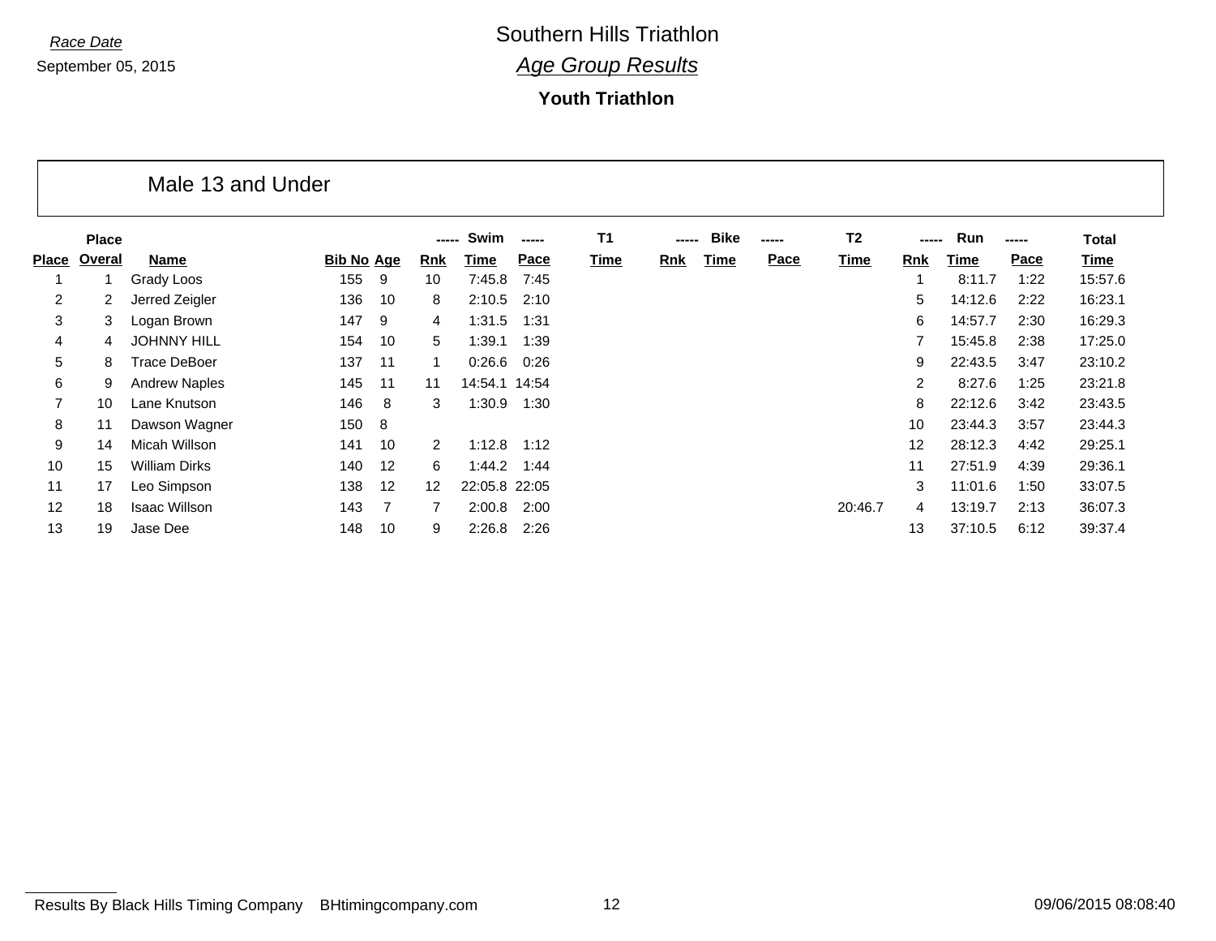Race Date

September 05, 2015

# Southern Hills Triathlon

## *Age Group Results*

### Youth Triathlon

## Male 13 and Under

| | Place | | | | ----- | Swim | ----- | T1 | ----- | Bike | ----- | T2 | ----- | Run | ----- | Total |
|---|---|---|---|---|---|---|---|---|---|---|---|---|---|---|---|---|
| Place | Overal | Name | Bib No | Age | Rnk | Time | Pace | Time | Rnk | Time | Pace | Time | Rnk | Time | Pace | Time |
| 1 | 1 | Grady Loos | 155 | 9 | 10 | 7:45.8 | 7:45 | | | | | | 1 | 8:11.7 | 1:22 | 15:57.6 |
| 2 | 2 | Jerred Zeigler | 136 | 10 | 8 | 2:10.5 | 2:10 | | | | | | 5 | 14:12.6 | 2:22 | 16:23.1 |
| 3 | 3 | Logan Brown | 147 | 9 | 4 | 1:31.5 | 1:31 | | | | | | 6 | 14:57.7 | 2:30 | 16:29.3 |
| 4 | 4 | JOHNNY HILL | 154 | 10 | 5 | 1:39.1 | 1:39 | | | | | | 7 | 15:45.8 | 2:38 | 17:25.0 |
| 5 | 8 | Trace DeBoer | 137 | 11 | 1 | 0:26.6 | 0:26 | | | | | | 9 | 22:43.5 | 3:47 | 23:10.2 |
| 6 | 9 | Andrew Naples | 145 | 11 | 11 | 14:54.1 | 14:54 | | | | | | 2 | 8:27.6 | 1:25 | 23:21.8 |
| 7 | 10 | Lane Knutson | 146 | 8 | 3 | 1:30.9 | 1:30 | | | | | | 8 | 22:12.6 | 3:42 | 23:43.5 |
| 8 | 11 | Dawson Wagner | 150 | 8 | | | | | | | | | 10 | 23:44.3 | 3:57 | 23:44.3 |
| 9 | 14 | Micah Willson | 141 | 10 | 2 | 1:12.8 | 1:12 | | | | | | 12 | 28:12.3 | 4:42 | 29:25.1 |
| 10 | 15 | William Dirks | 140 | 12 | 6 | 1:44.2 | 1:44 | | | | | | 11 | 27:51.9 | 4:39 | 29:36.1 |
| 11 | 17 | Leo Simpson | 138 | 12 | 12 | 22:05.8 | 22:05 | | | | | | 3 | 11:01.6 | 1:50 | 33:07.5 |
| 12 | 18 | Isaac Willson | 143 | 7 | 7 | 2:00.8 | 2:00 | | | | | 20:46.7 | 4 | 13:19.7 | 2:13 | 36:07.3 |
| 13 | 19 | Jase Dee | 148 | 10 | 9 | 2:26.8 | 2:26 | | | | | | 13 | 37:10.5 | 6:12 | 39:37.4 |

Results By Black Hills Timing Company BHtimingcompany.com

09/06/2015 08:08:40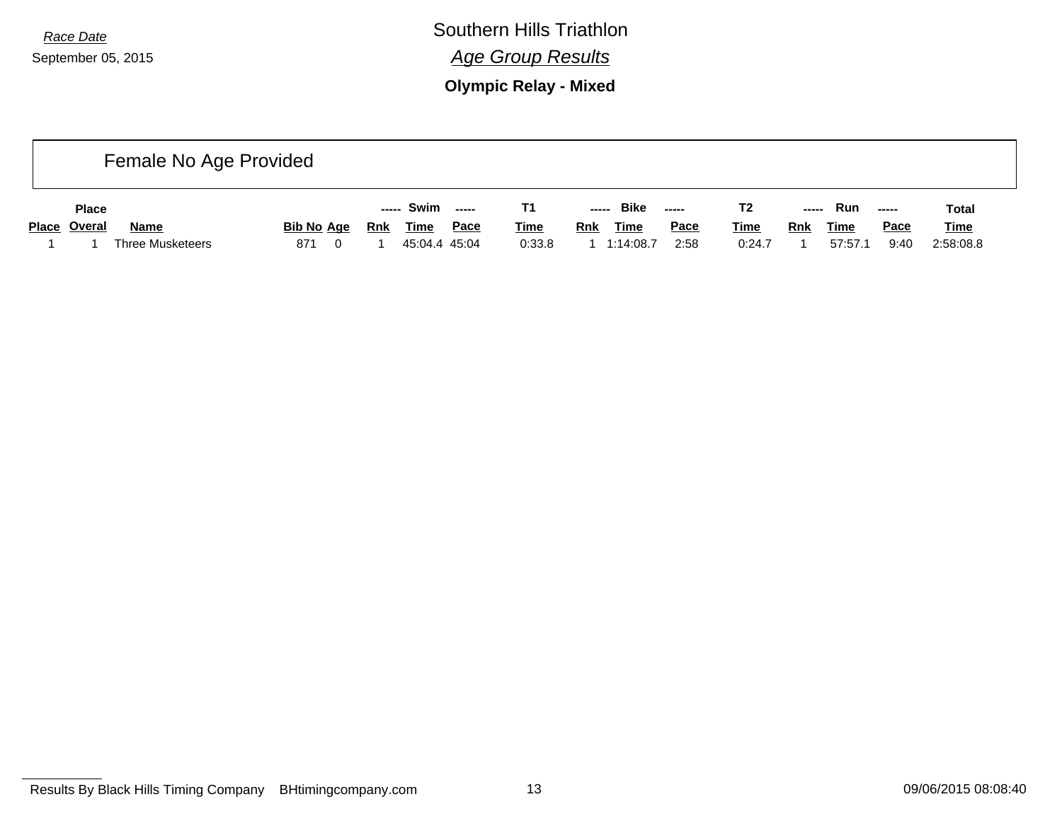*Race Date*

September 05, 2015

# Southern Hills Triathlon

## *Age Group Results*

**Olympic Relay - Mixed**

### Female No Age Provided

| | Place | | | | ----- | Swim | ----- | T1 | ----- | Bike | ----- | T2 | ----- | Run | ----- | Total |
|---|---|---|---|---|---|---|---|---|---|---|---|---|---|---|---|---|
| Place | Overal | Name | Bib No | Age | Rnk | Time | Pace | Time | Rnk | Time | Pace | Time | Rnk | Time | Pace | Time |
| 1 | 1 | Three Musketeers | 871 | 0 | 1 | 45:04.4 | 45:04 | 0:33.8 | 1 | 1:14:08.7 | 2:58 | 0:24.7 | 1 | 57:57.1 | 9:40 | 2:58:08.8 |

Results By Black Hills Timing Company BHtimingcompany.com 09/06/2015 08:08:40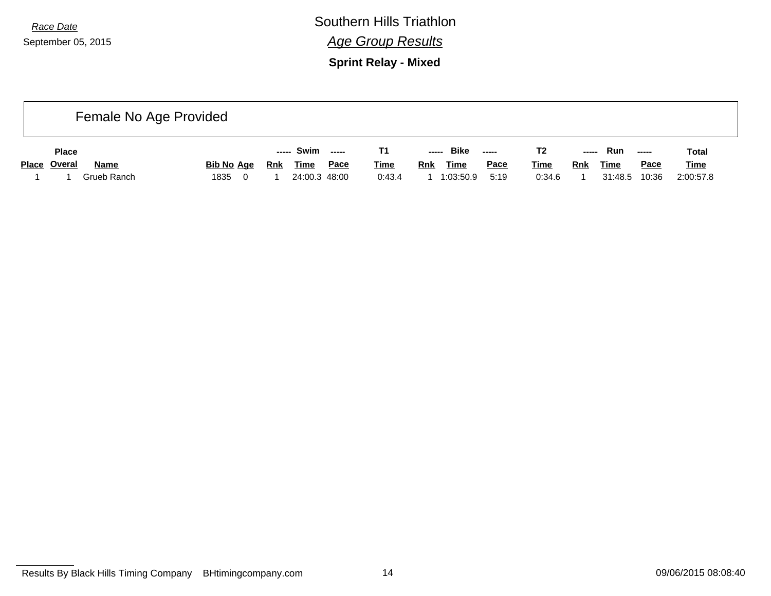*Race Date*

September 05, 2015

# Southern Hills Triathlon

## *Age Group Results*

**Sprint Relay - Mixed**

### Female No Age Provided

| Place | Place Overal | Name | Bib No | Age | Swim Rnk | Swim Time | Swim Pace | T1 Time | Bike Rnk | Bike Time | Bike Pace | T2 Time | Run Rnk | Run Time | Run Pace | Total Time |
|---|---|---|---|---|---|---|---|---|---|---|---|---|---|---|---|---|
| 1 | 1 | Grueb Ranch | 1835 | 0 | 1 | 24:00.3 | 48:00 | 0:43.4 | 1 | 1:03:50.9 | 5:19 | 0:34.6 | 1 | 31:48.5 | 10:36 | 2:00:57.8 |

Results By Black Hills Timing Company BHtimingcompany.com 09/06/2015 08:08:40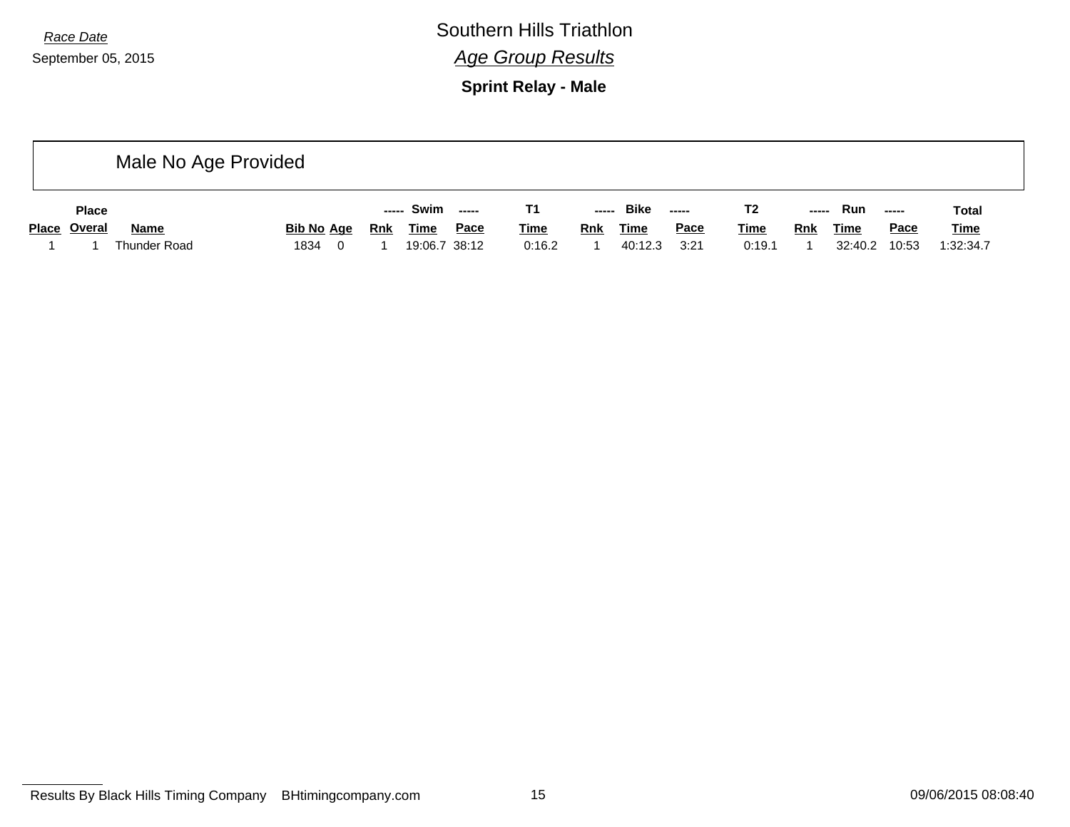*Race Date*

September 05, 2015

# Southern Hills Triathlon

## *Age Group Results*

### Sprint Relay - Male

## Male No Age Provided

| | Place | | | | ----- | Swim | ----- | T1 | ----- | Bike | ----- | T2 | ----- | Run | ----- | Total |
|---|---|---|---|---|---|---|---|---|---|---|---|---|---|---|---|---|
| Place | Overal | Name | Bib No | Age | Rnk | Time | Pace | Time | Rnk | Time | Pace | Time | Rnk | Time | Pace | Time |
| 1 | 1 | Thunder Road | 1834 | 0 | 1 | 19:06.7 | 38:12 | 0:16.2 | 1 | 40:12.3 | 3:21 | 0:19.1 | 1 | 32:40.2 | 10:53 | 1:32:34.7 |

Results By Black Hills Timing Company BHtimingcompany.com 09/06/2015 08:08:40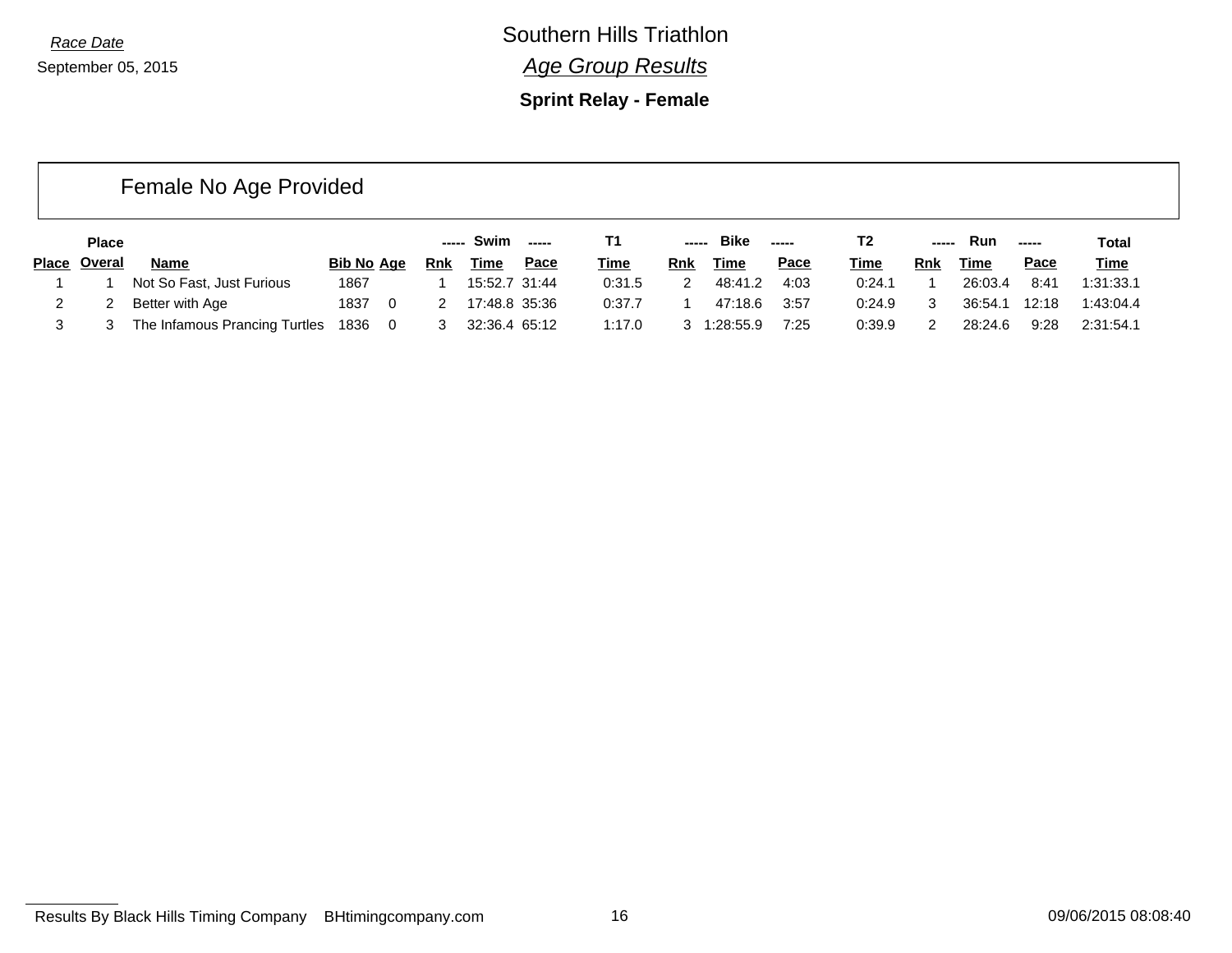Race Date

September 05, 2015

# Southern Hills Triathlon

## *Age Group Results*

### Sprint Relay - Female

## Female No Age Provided

| Place | Place Overal | Name | Bib No | Age | Swim Rnk | Swim Time | Swim Pace | T1 Time | Bike Rnk | Bike Time | Bike Pace | T2 Time | Run Rnk | Run Time | Run Pace | Total Time |
|---|---|---|---|---|---|---|---|---|---|---|---|---|---|---|---|---|
| 1 | 1 | Not So Fast, Just Furious | 1867 | | 1 | 15:52.7 | 31:44 | 0:31.5 | 2 | 48:41.2 | 4:03 | 0:24.1 | 1 | 26:03.4 | 8:41 | 1:31:33.1 |
| 2 | 2 | Better with Age | 1837 | 0 | 2 | 17:48.8 | 35:36 | 0:37.7 | 1 | 47:18.6 | 3:57 | 0:24.9 | 3 | 36:54.1 | 12:18 | 1:43:04.4 |
| 3 | 3 | The Infamous Prancing Turtles | 1836 | 0 | 3 | 32:36.4 | 65:12 | 1:17.0 | 3 | 1:28:55.9 | 7:25 | 0:39.9 | 2 | 28:24.6 | 9:28 | 2:31:54.1 |

Results By Black Hills Timing Company    BHtimingcompany.com    09/06/2015 08:08:40